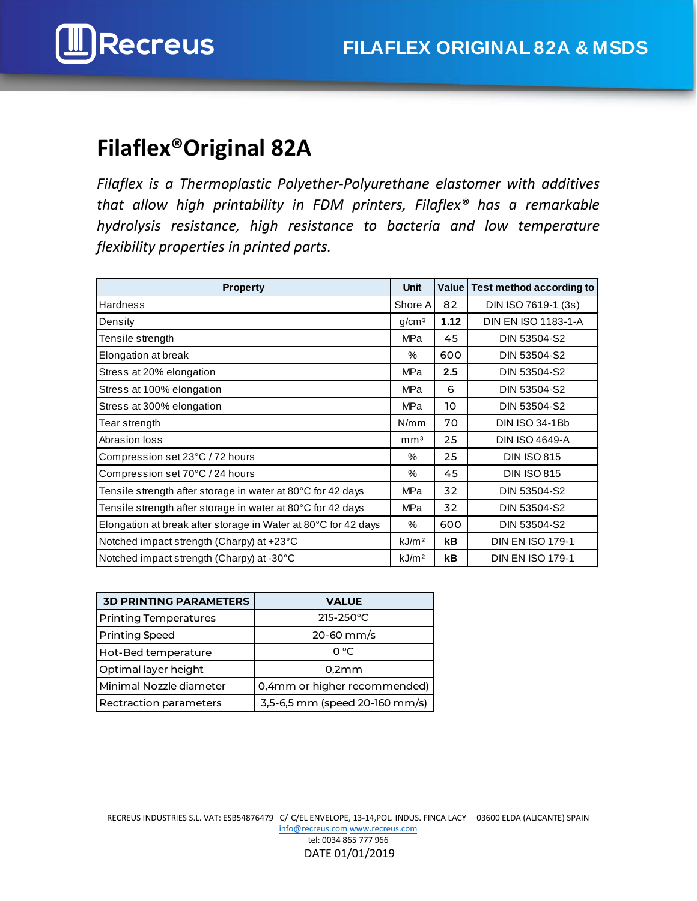# Filaflex®Original 82A

*Filaflex is a Thermoplastic Polyether-Polyurethane elastomer with additives that allow high printability in FDM printers, Filaflex® has a remarkable hydrolysis resistance, high resistance to bacteria and low temperature flexibility properties in printed parts.*

| Property | Unit | Value | Test method according to |
|---|---|---|---|
| Hardness | Shore A | 82 | DIN ISO 7619-1 (3s) |
| Density | g/cm³ | **1.12** | DIN EN ISO 1183-1-A |
| Tensile strength | MPa | 45 | DIN 53504-S2 |
| Elongation at break | % | 600 | DIN 53504-S2 |
| Stress at 20% elongation | MPa | **2.5** | DIN 53504-S2 |
| Stress at 100% elongation | MPa | 6 | DIN 53504-S2 |
| Stress at 300% elongation | MPa | 10 | DIN 53504-S2 |
| Tear strength | N/mm | 70 | DIN ISO 34-1Bb |
| Abrasion loss | mm³ | 25 | DIN ISO 4649-A |
| Compression set 23°C / 72 hours | % | 25 | DIN ISO 815 |
| Compression set 70°C / 24 hours | % | 45 | DIN ISO 815 |
| Tensile strength after storage in water at 80°C for 42 days | MPa | 32 | DIN 53504-S2 |
| Tensile strength after storage in water at 80°C for 42 days | MPa | 32 | DIN 53504-S2 |
| Elongation at break after storage in Water at 80°C for 42 days | % | 600 | DIN 53504-S2 |
| Notched impact strength (Charpy) at +23°C | kJ/m² | **kB** | DIN EN ISO 179-1 |
| Notched impact strength (Charpy) at -30°C | kJ/m² | **kB** | DIN EN ISO 179-1 |

| 3D PRINTING PARAMETERS | VALUE |
|---|---|
| Printing Temperatures | 215-250°C |
| Printing Speed | 20-60 mm/s |
| Hot-Bed temperature | 0 °C |
| Optimal layer height | 0,2mm |
| Minimal Nozzle diameter | 0,4mm or higher recommended) |
| Rectraction parameters | 3,5-6,5 mm (speed 20-160 mm/s) |

RECREUS INDUSTRIES S.L. VAT: ESB54876479 C/ C/EL ENVELOPE, 13-14,POL. INDUS. FINCA LACY 03600 ELDA (ALICANTE) SPAIN
info@recreus.com www.recreus.com
tel: 0034 865 777 966
DATE 01/01/2019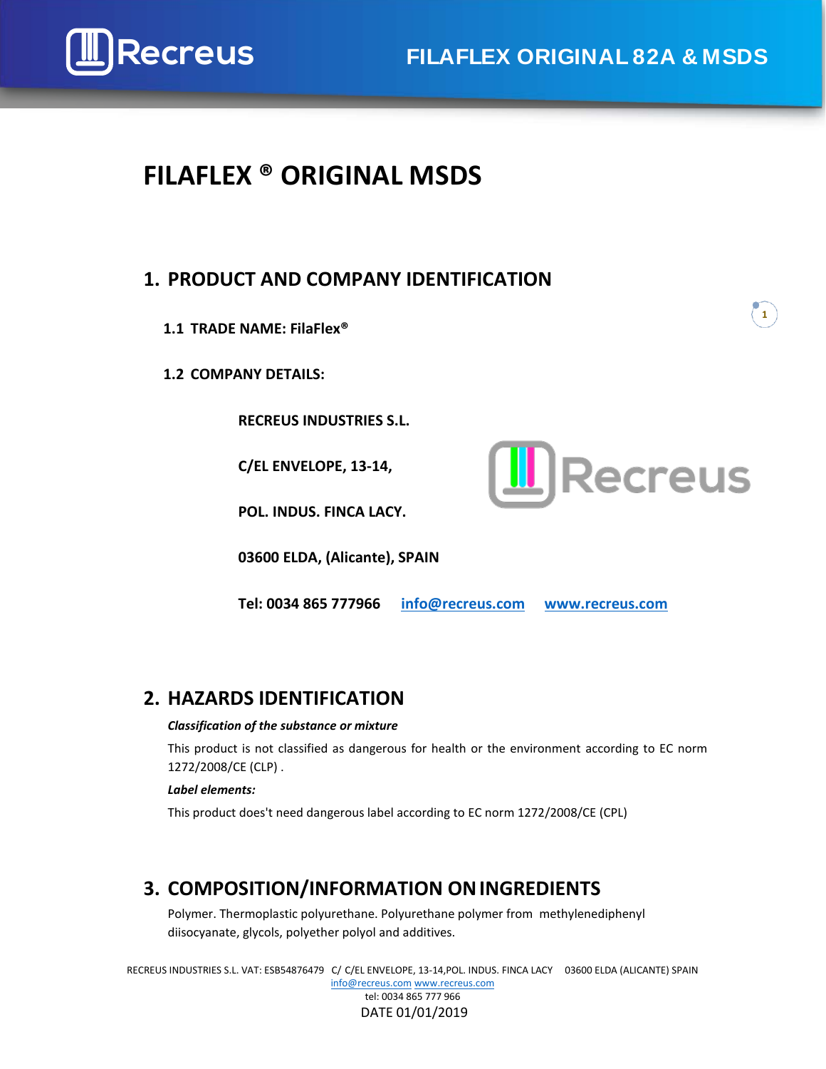# FILAFLEX ® ORIGINAL MSDS

## 1. PRODUCT AND COMPANY IDENTIFICATION

### 1.1 TRADE NAME: FilaFlex®

### 1.2 COMPANY DETAILS:

**RECREUS INDUSTRIES S.L.**

**C/EL ENVELOPE, 13-14,**

**POL. INDUS. FINCA LACY.**

**03600 ELDA, (Alicante), SPAIN**

**Tel: 0034 865 777966** [info@recreus.com](mailto:info@recreus.com) [www.recreus.com](http://www.recreus.com)

## 2. HAZARDS IDENTIFICATION

***Classification of the substance or mixture***

This product is not classified as dangerous for health or the environment according to EC norm 1272/2008/CE (CLP) .

***Label elements:***

This product does't need dangerous label according to EC norm 1272/2008/CE (CPL)

## 3. COMPOSITION/INFORMATION ON INGREDIENTS

Polymer. Thermoplastic polyurethane. Polyurethane polymer from methylenediphenyl diisocyanate, glycols, polyether polyol and additives.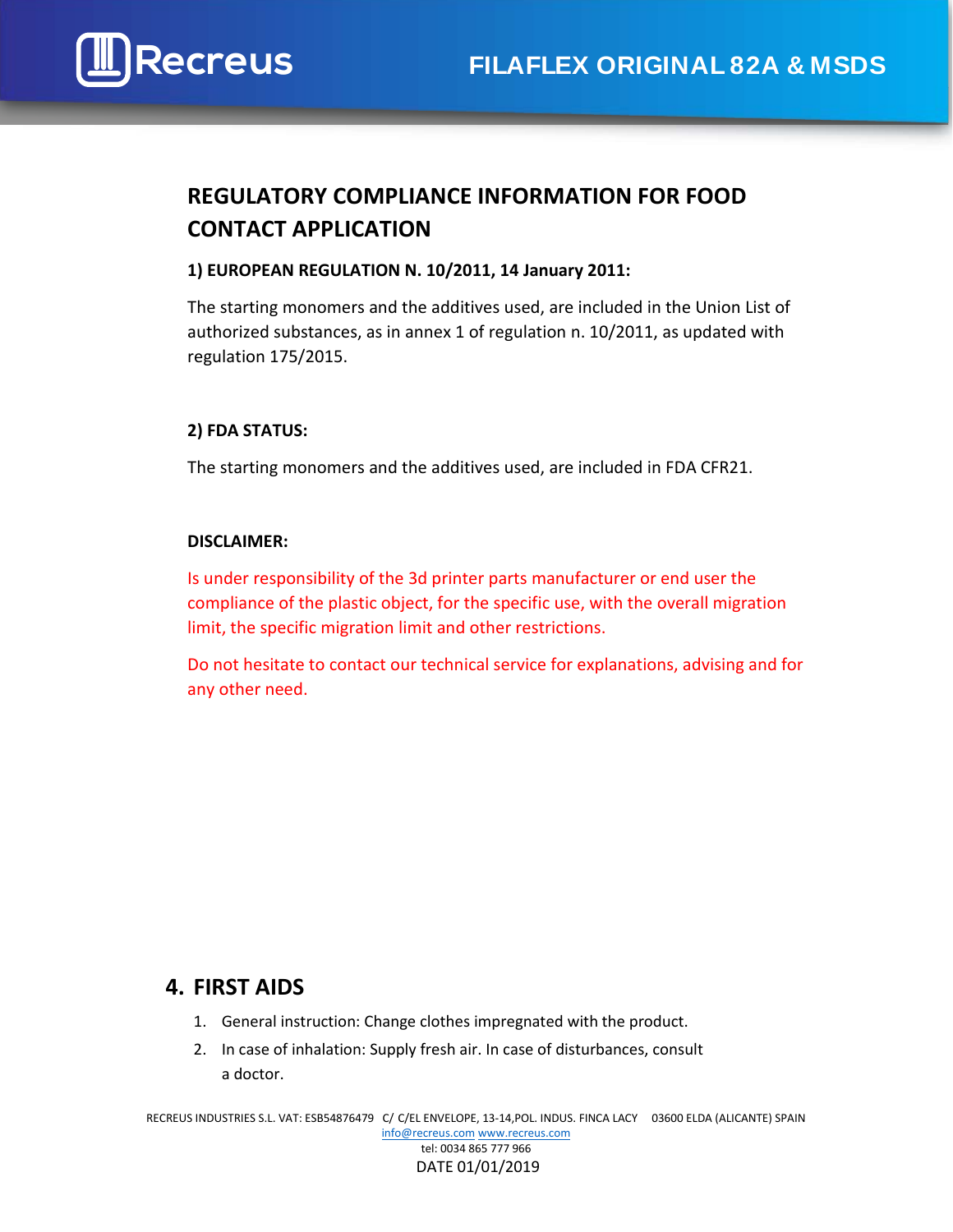## REGULATORY COMPLIANCE INFORMATION FOR FOOD CONTACT APPLICATION

**1) EUROPEAN REGULATION N. 10/2011, 14 January 2011:**

The starting monomers and the additives used, are included in the Union List of authorized substances, as in annex 1 of regulation n. 10/2011, as updated with regulation 175/2015.

**2) FDA STATUS:**

The starting monomers and the additives used, are included in FDA CFR21.

**DISCLAIMER:**

Is under responsibility of the 3d printer parts manufacturer or end user the compliance of the plastic object, for the specific use, with the overall migration limit, the specific migration limit and other restrictions.

Do not hesitate to contact our technical service for explanations, advising and for any other need.

## 4. FIRST AIDS

1. General instruction: Change clothes impregnated with the product.
2. In case of inhalation: Supply fresh air. In case of disturbances, consult a doctor.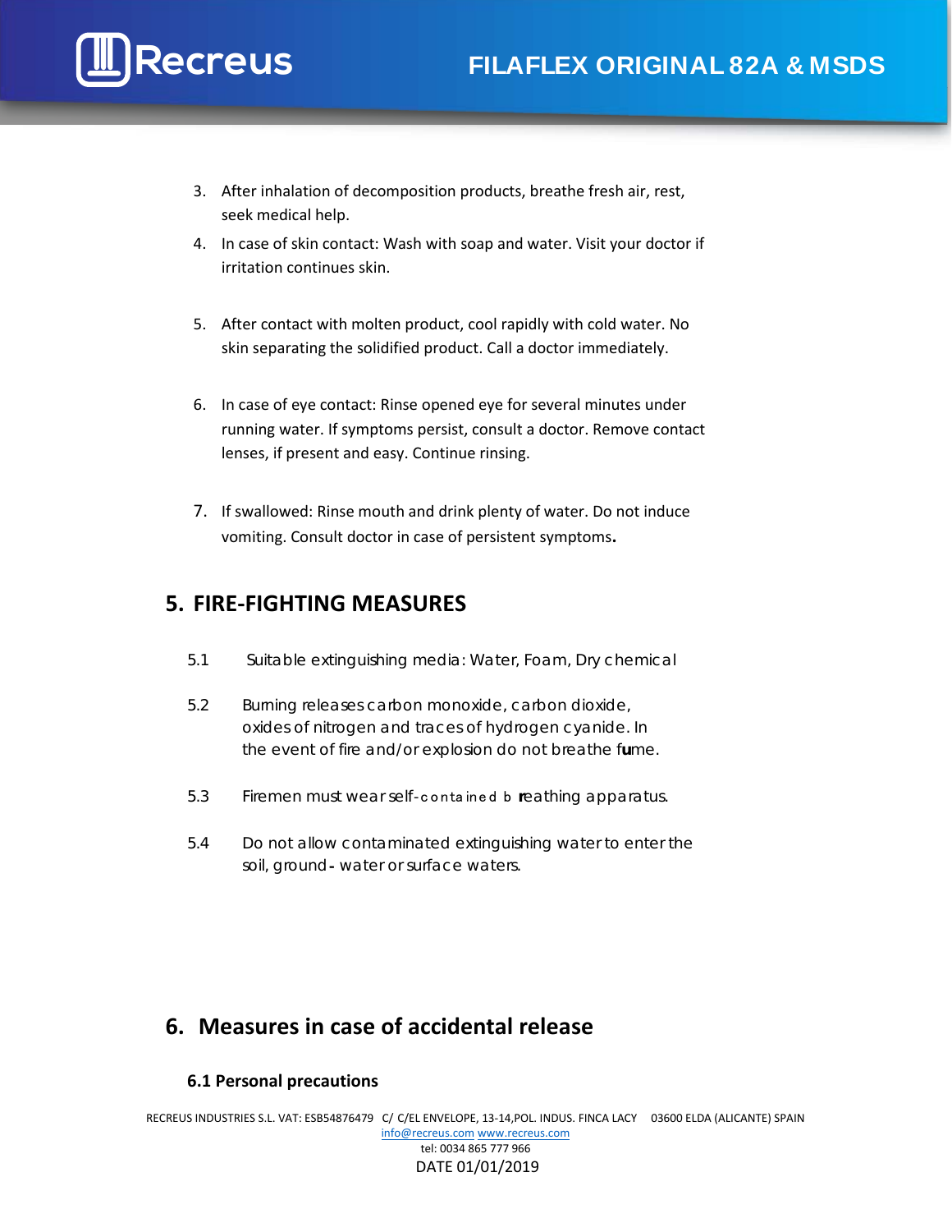3. After inhalation of decomposition products, breathe fresh air, rest, seek medical help.
4. In case of skin contact: Wash with soap and water. Visit your doctor if irritation continues skin.
5. After contact with molten product, cool rapidly with cold water. No skin separating the solidified product. Call a doctor immediately.
6. In case of eye contact: Rinse opened eye for several minutes under running water. If symptoms persist, consult a doctor. Remove contact lenses, if present and easy. Continue rinsing.
7. If swallowed: Rinse mouth and drink plenty of water. Do not induce vomiting. Consult doctor in case of persistent symptoms**.**

## 5. FIRE-FIGHTING MEASURES

5.1 Suitable extinguishing media: Water, Foam, Dry chemical

5.2 Burning releases carbon monoxide, carbon dioxide, oxides of nitrogen and traces of hydrogen cyanide. In the event of fire and/or explosion do not breathe fume.

5.3 Firemen must wear self-contained breathing apparatus.

5.4 Do not allow contaminated extinguishing water to enter the soil, ground- water or surface waters.

## 6. Measures in case of accidental release

### 6.1 Personal precautions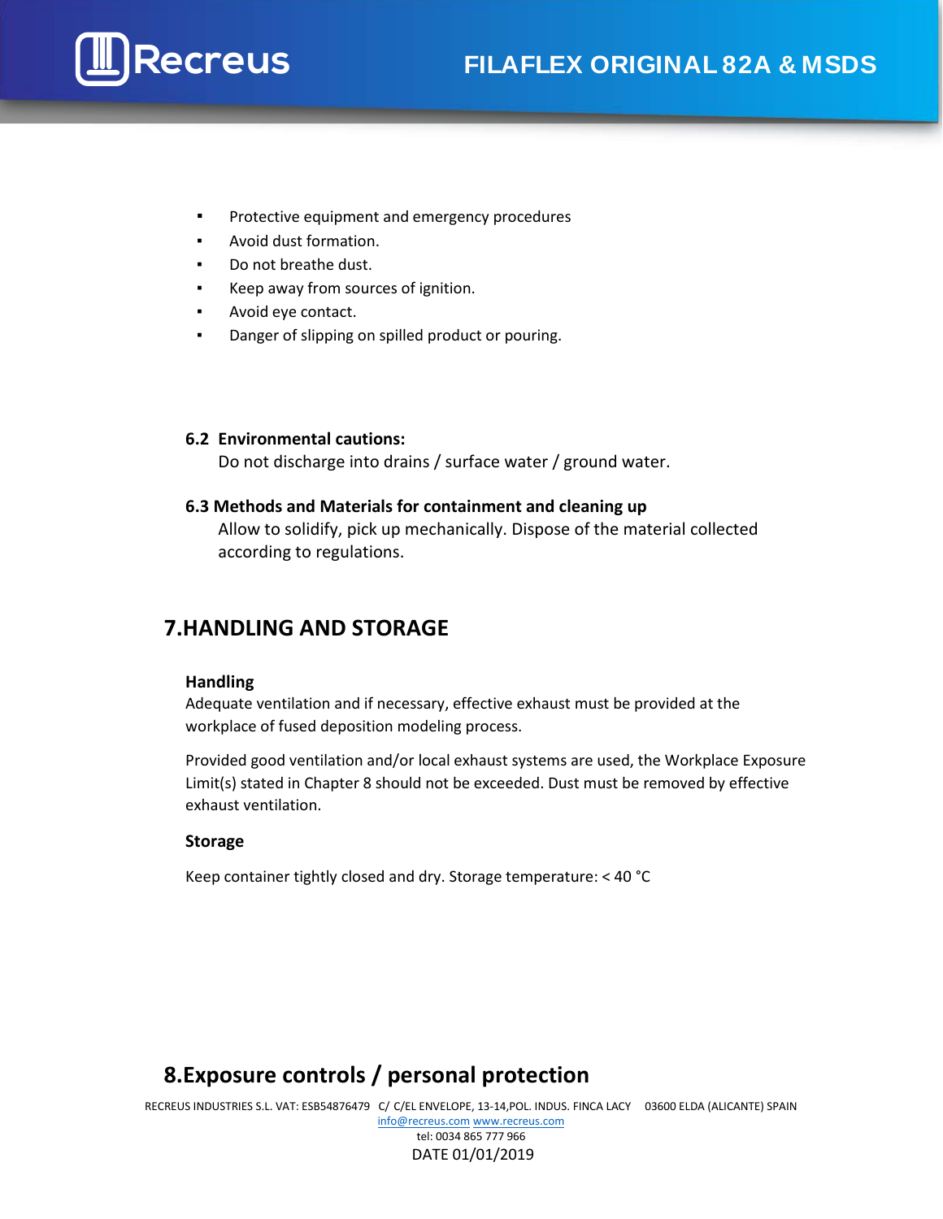- Protective equipment and emergency procedures
- Avoid dust formation.
- Do not breathe dust.
- Keep away from sources of ignition.
- Avoid eye contact.
- Danger of slipping on spilled product or pouring.

### 6.2 Environmental cautions:

Do not discharge into drains / surface water / ground water.

### 6.3 Methods and Materials for containment and cleaning up

Allow to solidify, pick up mechanically. Dispose of the material collected according to regulations.

## 7.HANDLING AND STORAGE

### Handling

Adequate ventilation and if necessary, effective exhaust must be provided at the workplace of fused deposition modeling process.

Provided good ventilation and/or local exhaust systems are used, the Workplace Exposure Limit(s) stated in Chapter 8 should not be exceeded. Dust must be removed by effective exhaust ventilation.

### Storage

Keep container tightly closed and dry. Storage temperature: < 40 °C

## 8.Exposure controls / personal protection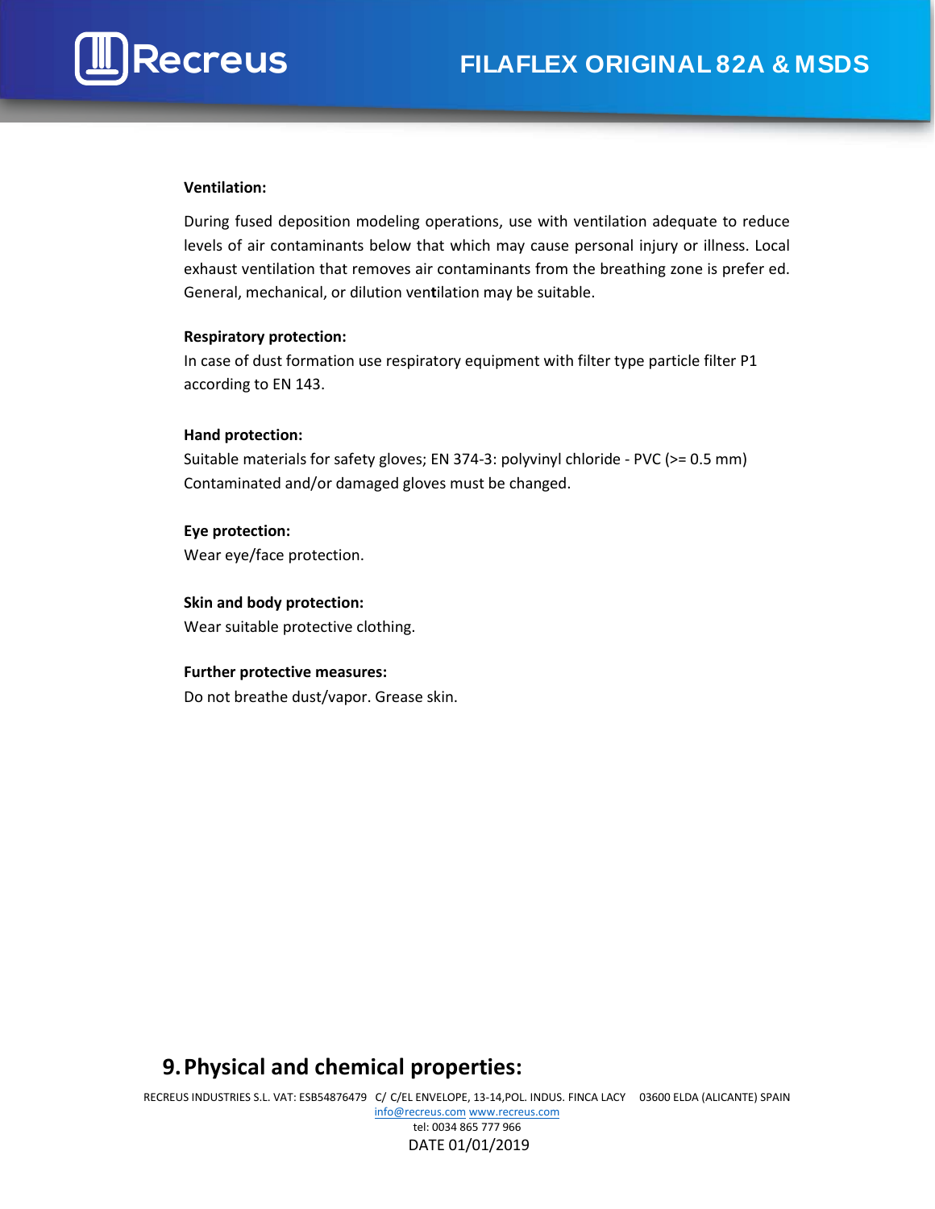**Ventilation:**

During fused deposition modeling operations, use with ventilation adequate to reduce levels of air contaminants below that which may cause personal injury or illness. Local exhaust ventilation that removes air contaminants from the breathing zone is prefer ed. General, mechanical, or dilution ventilation may be suitable.

**Respiratory protection:**

In case of dust formation use respiratory equipment with filter type particle filter P1 according to EN 143.

**Hand protection:**

Suitable materials for safety gloves; EN 374-3: polyvinyl chloride - PVC (>= 0.5 mm) Contaminated and/or damaged gloves must be changed.

**Eye protection:**

Wear eye/face protection.

**Skin and body protection:**

Wear suitable protective clothing.

**Further protective measures:**

Do not breathe dust/vapor. Grease skin.

## 9. Physical and chemical properties: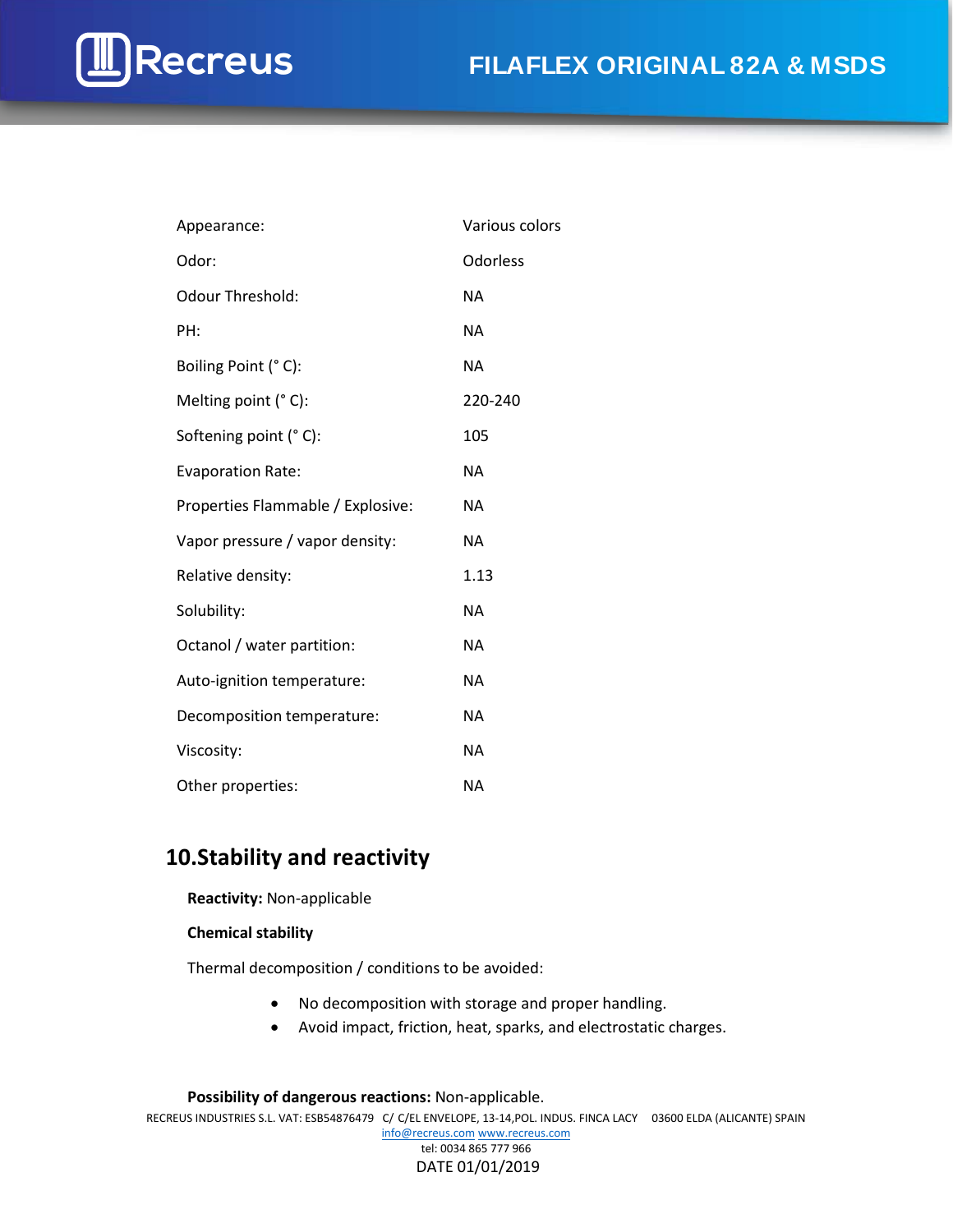| | |
|---|---|
| Appearance: | Various colors |
| Odor: | Odorless |
| Odour Threshold: | NA |
| PH: | NA |
| Boiling Point (° C): | NA |
| Melting point (° C): | 220-240 |
| Softening point (° C): | 105 |
| Evaporation Rate: | NA |
| Properties Flammable / Explosive: | NA |
| Vapor pressure / vapor density: | NA |
| Relative density: | 1.13 |
| Solubility: | NA |
| Octanol / water partition: | NA |
| Auto-ignition temperature: | NA |
| Decomposition temperature: | NA |
| Viscosity: | NA |
| Other properties: | NA |

## 10.Stability and reactivity

**Reactivity:** Non-applicable

**Chemical stability**

Thermal decomposition / conditions to be avoided:

- No decomposition with storage and proper handling.
- Avoid impact, friction, heat, sparks, and electrostatic charges.

**Possibility of dangerous reactions:** Non-applicable.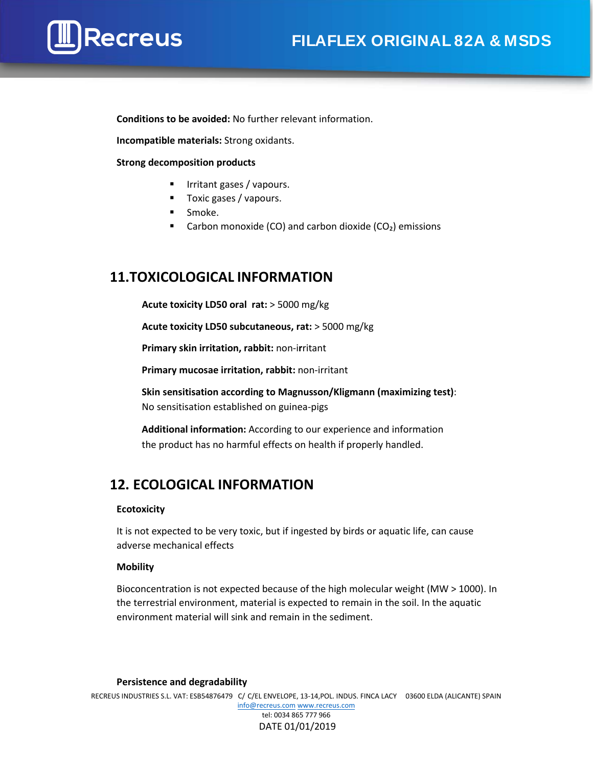**Conditions to be avoided:** No further relevant information.

**Incompatible materials:** Strong oxidants.

**Strong decomposition products**

- Irritant gases / vapours.
- Toxic gases / vapours.
- Smoke.
- Carbon monoxide (CO) and carbon dioxide ($CO_2$) emissions

## 11.TOXICOLOGICAL INFORMATION

**Acute toxicity LD50 oral rat:** > 5000 mg/kg

**Acute toxicity LD50 subcutaneous, rat:** > 5000 mg/kg

**Primary skin irritation, rabbit:** non-irritant

**Primary mucosae irritation, rabbit:** non-irritant

**Skin sensitisation according to Magnusson/Kligmann (maximizing test)**: No sensitisation established on guinea-pigs

**Additional information:** According to our experience and information the product has no harmful effects on health if properly handled.

## 12. ECOLOGICAL INFORMATION

**Ecotoxicity**

It is not expected to be very toxic, but if ingested by birds or aquatic life, can cause adverse mechanical effects

**Mobility**

Bioconcentration is not expected because of the high molecular weight (MW > 1000). In the terrestrial environment, material is expected to remain in the soil. In the aquatic environment material will sink and remain in the sediment.

**Persistence and degradability**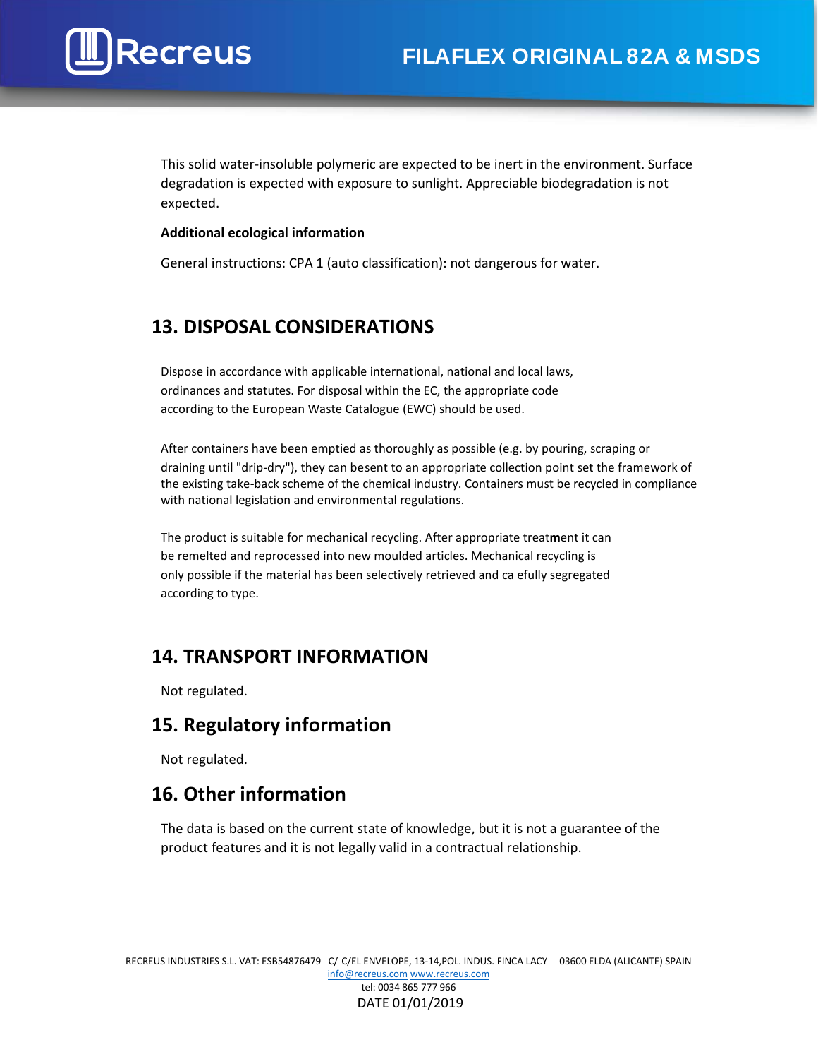This solid water-insoluble polymeric are expected to be inert in the environment. Surface degradation is expected with exposure to sunlight. Appreciable biodegradation is not expected.

**Additional ecological information**

General instructions: CPA 1 (auto classification): not dangerous for water.

## 13. DISPOSAL CONSIDERATIONS

Dispose in accordance with applicable international, national and local laws, ordinances and statutes. For disposal within the EC, the appropriate code according to the European Waste Catalogue (EWC) should be used.

After containers have been emptied as thoroughly as possible (e.g. by pouring, scraping or draining until "drip-dry"), they can besent to an appropriate collection point set the framework of the existing take-back scheme of the chemical industry. Containers must be recycled in compliance with national legislation and environmental regulations.

The product is suitable for mechanical recycling. After appropriate treatment it can be remelted and reprocessed into new moulded articles. Mechanical recycling is only possible if the material has been selectively retrieved and ca efully segregated according to type.

## 14. TRANSPORT INFORMATION

Not regulated.

## 15. Regulatory information

Not regulated.

## 16. Other information

The data is based on the current state of knowledge, but it is not a guarantee of the product features and it is not legally valid in a contractual relationship.

RECREUS INDUSTRIES S.L. VAT: ESB54876479 C/ C/EL ENVELOPE, 13-14,POL. INDUS. FINCA LACY 03600 ELDA (ALICANTE) SPAIN
info@recreus.com www.recreus.com
tel: 0034 865 777 966
DATE 01/01/2019